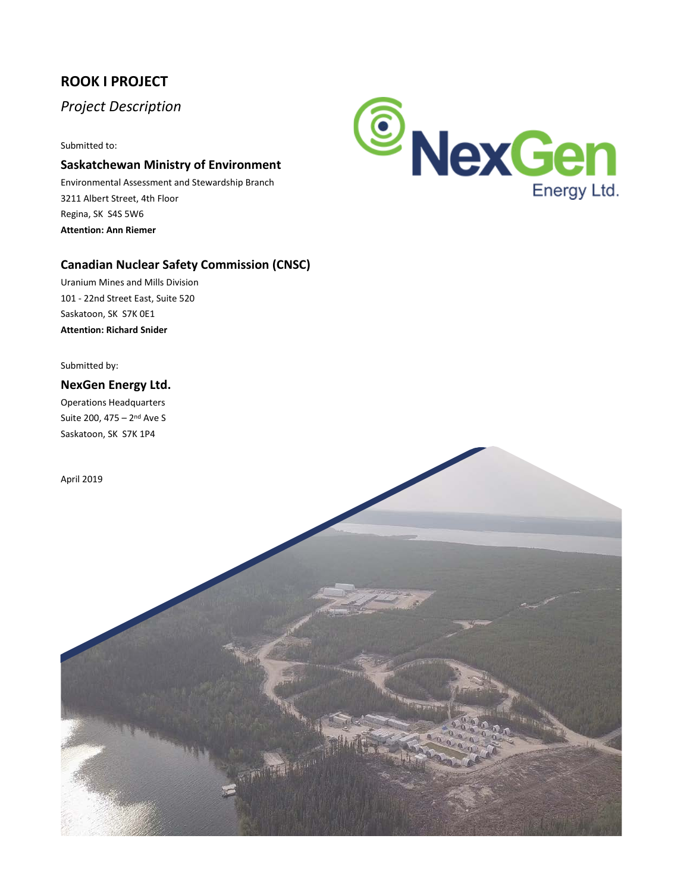# ROOK I PROJECT

*Project Description*

Submitted to:

## Saskatchewan Ministry of Environment

Environmental Assessment and Stewardship Branch
3211 Albert Street, 4th Floor
Regina, SK S4S 5W6
**Attention: Ann Riemer**

## Canadian Nuclear Safety Commission (CNSC)

Uranium Mines and Mills Division
101 - 22nd Street East, Suite 520
Saskatoon, SK S7K 0E1
**Attention: Richard Snider**

Submitted by:

## NexGen Energy Ltd.

Operations Headquarters
Suite 200, 475 – 2nd Ave S
Saskatoon, SK S7K 1P4

April 2019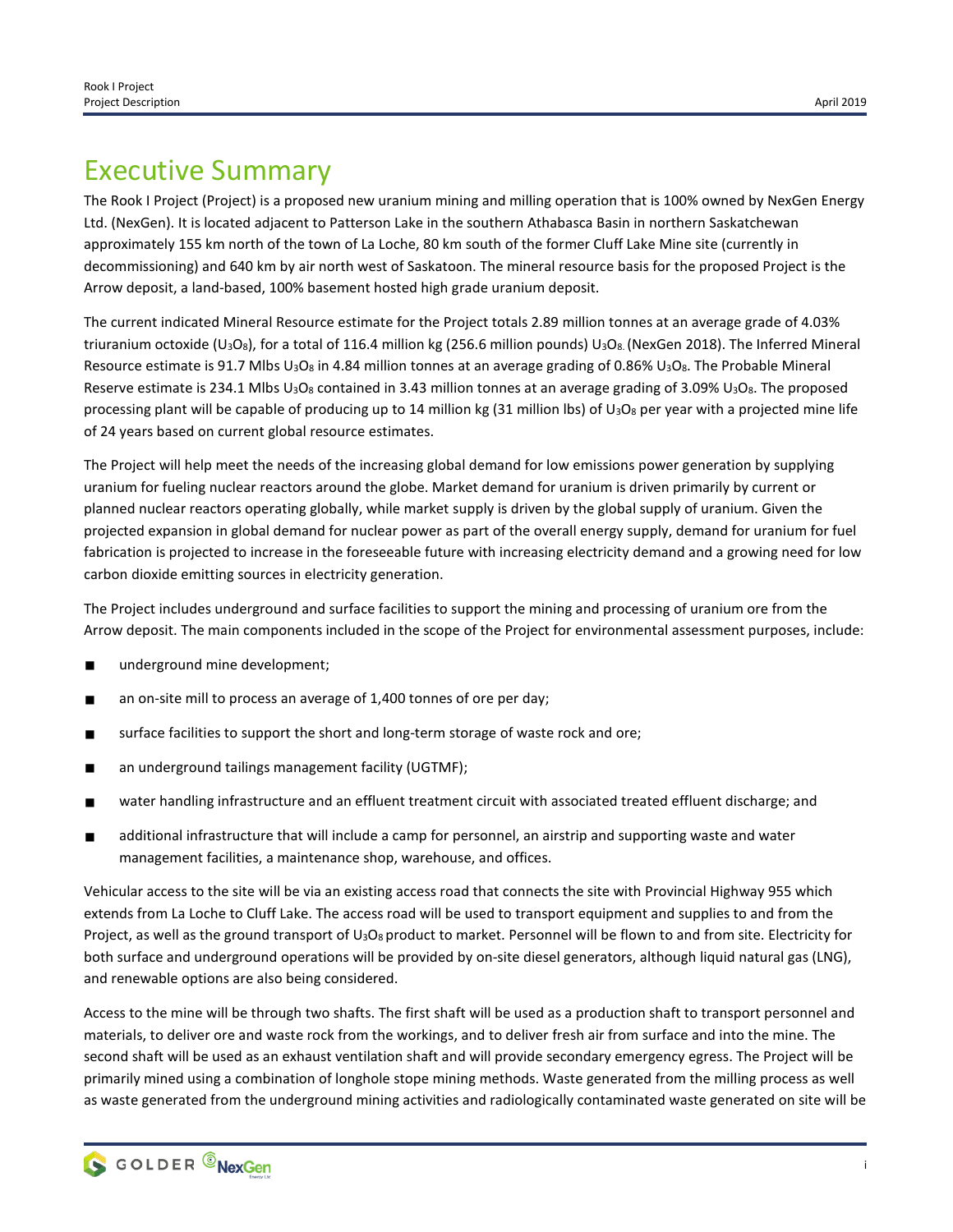# Executive Summary

The Rook I Project (Project) is a proposed new uranium mining and milling operation that is 100% owned by NexGen Energy Ltd. (NexGen). It is located adjacent to Patterson Lake in the southern Athabasca Basin in northern Saskatchewan approximately 155 km north of the town of La Loche, 80 km south of the former Cluff Lake Mine site (currently in decommissioning) and 640 km by air north west of Saskatoon. The mineral resource basis for the proposed Project is the Arrow deposit, a land-based, 100% basement hosted high grade uranium deposit.

The current indicated Mineral Resource estimate for the Project totals 2.89 million tonnes at an average grade of 4.03% triuranium octoxide ($U_3O_8$), for a total of 116.4 million kg (256.6 million pounds) $U_3O_8$ (NexGen 2018). The Inferred Mineral Resource estimate is 91.7 Mlbs $U_3O_8$ in 4.84 million tonnes at an average grading of 0.86% $U_3O_8$. The Probable Mineral Reserve estimate is 234.1 Mlbs $U_3O_8$ contained in 3.43 million tonnes at an average grading of 3.09% $U_3O_8$. The proposed processing plant will be capable of producing up to 14 million kg (31 million lbs) of $U_3O_8$ per year with a projected mine life of 24 years based on current global resource estimates.

The Project will help meet the needs of the increasing global demand for low emissions power generation by supplying uranium for fueling nuclear reactors around the globe. Market demand for uranium is driven primarily by current or planned nuclear reactors operating globally, while market supply is driven by the global supply of uranium. Given the projected expansion in global demand for nuclear power as part of the overall energy supply, demand for uranium for fuel fabrication is projected to increase in the foreseeable future with increasing electricity demand and a growing need for low carbon dioxide emitting sources in electricity generation.

The Project includes underground and surface facilities to support the mining and processing of uranium ore from the Arrow deposit. The main components included in the scope of the Project for environmental assessment purposes, include:

- underground mine development;
- an on-site mill to process an average of 1,400 tonnes of ore per day;
- surface facilities to support the short and long-term storage of waste rock and ore;
- an underground tailings management facility (UGTMF);
- water handling infrastructure and an effluent treatment circuit with associated treated effluent discharge; and
- additional infrastructure that will include a camp for personnel, an airstrip and supporting waste and water management facilities, a maintenance shop, warehouse, and offices.

Vehicular access to the site will be via an existing access road that connects the site with Provincial Highway 955 which extends from La Loche to Cluff Lake. The access road will be used to transport equipment and supplies to and from the Project, as well as the ground transport of $U_3O_8$ product to market. Personnel will be flown to and from site. Electricity for both surface and underground operations will be provided by on-site diesel generators, although liquid natural gas (LNG), and renewable options are also being considered.

Access to the mine will be through two shafts. The first shaft will be used as a production shaft to transport personnel and materials, to deliver ore and waste rock from the workings, and to deliver fresh air from surface and into the mine. The second shaft will be used as an exhaust ventilation shaft and will provide secondary emergency egress. The Project will be primarily mined using a combination of longhole stope mining methods. Waste generated from the milling process as well as waste generated from the underground mining activities and radiologically contaminated waste generated on site will be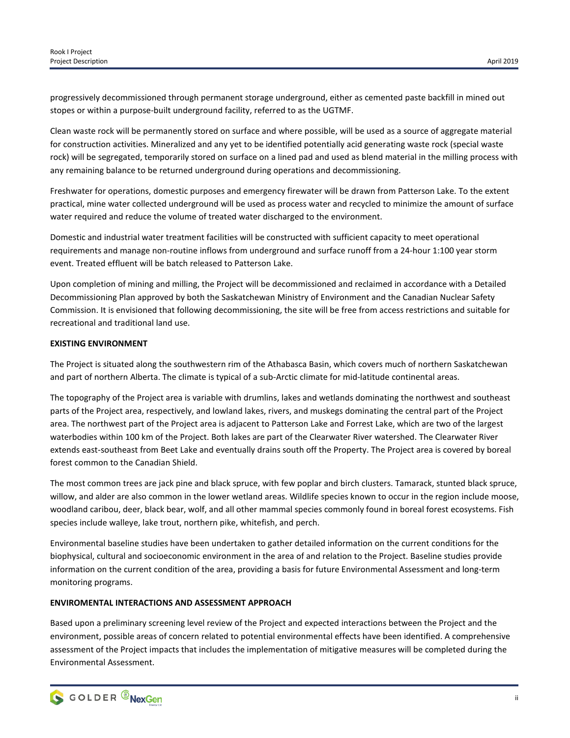progressively decommissioned through permanent storage underground, either as cemented paste backfill in mined out stopes or within a purpose-built underground facility, referred to as the UGTMF.

Clean waste rock will be permanently stored on surface and where possible, will be used as a source of aggregate material for construction activities. Mineralized and any yet to be identified potentially acid generating waste rock (special waste rock) will be segregated, temporarily stored on surface on a lined pad and used as blend material in the milling process with any remaining balance to be returned underground during operations and decommissioning.

Freshwater for operations, domestic purposes and emergency firewater will be drawn from Patterson Lake. To the extent practical, mine water collected underground will be used as process water and recycled to minimize the amount of surface water required and reduce the volume of treated water discharged to the environment.

Domestic and industrial water treatment facilities will be constructed with sufficient capacity to meet operational requirements and manage non-routine inflows from underground and surface runoff from a 24-hour 1:100 year storm event. Treated effluent will be batch released to Patterson Lake.

Upon completion of mining and milling, the Project will be decommissioned and reclaimed in accordance with a Detailed Decommissioning Plan approved by both the Saskatchewan Ministry of Environment and the Canadian Nuclear Safety Commission. It is envisioned that following decommissioning, the site will be free from access restrictions and suitable for recreational and traditional land use.

**EXISTING ENVIRONMENT**

The Project is situated along the southwestern rim of the Athabasca Basin, which covers much of northern Saskatchewan and part of northern Alberta. The climate is typical of a sub-Arctic climate for mid-latitude continental areas.

The topography of the Project area is variable with drumlins, lakes and wetlands dominating the northwest and southeast parts of the Project area, respectively, and lowland lakes, rivers, and muskegs dominating the central part of the Project area. The northwest part of the Project area is adjacent to Patterson Lake and Forrest Lake, which are two of the largest waterbodies within 100 km of the Project. Both lakes are part of the Clearwater River watershed. The Clearwater River extends east-southeast from Beet Lake and eventually drains south off the Property. The Project area is covered by boreal forest common to the Canadian Shield.

The most common trees are jack pine and black spruce, with few poplar and birch clusters. Tamarack, stunted black spruce, willow, and alder are also common in the lower wetland areas. Wildlife species known to occur in the region include moose, woodland caribou, deer, black bear, wolf, and all other mammal species commonly found in boreal forest ecosystems. Fish species include walleye, lake trout, northern pike, whitefish, and perch.

Environmental baseline studies have been undertaken to gather detailed information on the current conditions for the biophysical, cultural and socioeconomic environment in the area of and relation to the Project. Baseline studies provide information on the current condition of the area, providing a basis for future Environmental Assessment and long-term monitoring programs.

**ENVIROMENTAL INTERACTIONS AND ASSESSMENT APPROACH**

Based upon a preliminary screening level review of the Project and expected interactions between the Project and the environment, possible areas of concern related to potential environmental effects have been identified. A comprehensive assessment of the Project impacts that includes the implementation of mitigative measures will be completed during the Environmental Assessment.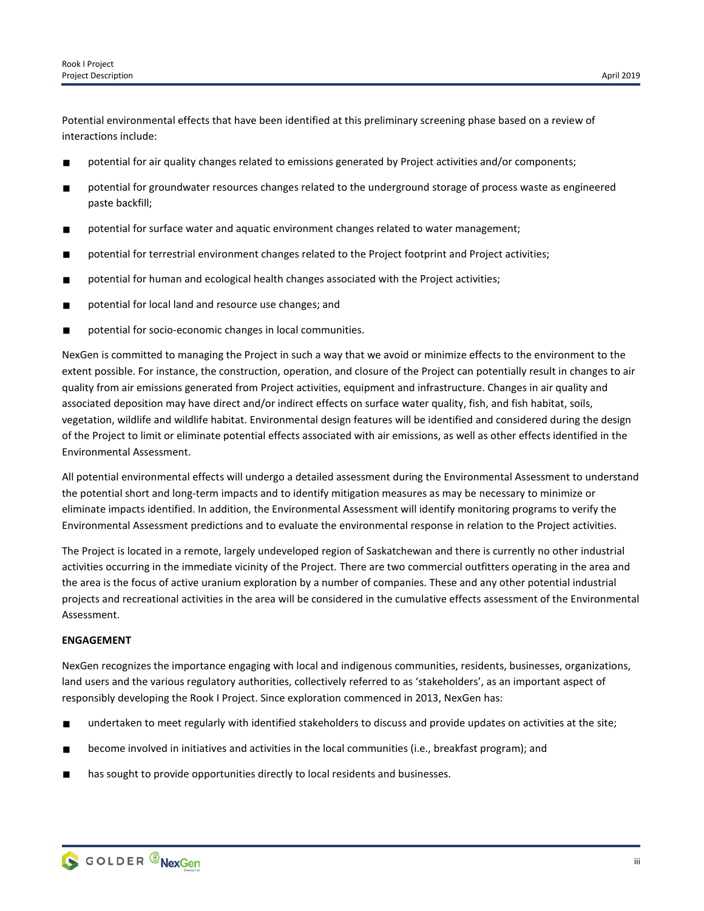Potential environmental effects that have been identified at this preliminary screening phase based on a review of interactions include:

- potential for air quality changes related to emissions generated by Project activities and/or components;
- potential for groundwater resources changes related to the underground storage of process waste as engineered paste backfill;
- potential for surface water and aquatic environment changes related to water management;
- potential for terrestrial environment changes related to the Project footprint and Project activities;
- potential for human and ecological health changes associated with the Project activities;
- potential for local land and resource use changes; and
- potential for socio-economic changes in local communities.

NexGen is committed to managing the Project in such a way that we avoid or minimize effects to the environment to the extent possible. For instance, the construction, operation, and closure of the Project can potentially result in changes to air quality from air emissions generated from Project activities, equipment and infrastructure. Changes in air quality and associated deposition may have direct and/or indirect effects on surface water quality, fish, and fish habitat, soils, vegetation, wildlife and wildlife habitat. Environmental design features will be identified and considered during the design of the Project to limit or eliminate potential effects associated with air emissions, as well as other effects identified in the Environmental Assessment.

All potential environmental effects will undergo a detailed assessment during the Environmental Assessment to understand the potential short and long-term impacts and to identify mitigation measures as may be necessary to minimize or eliminate impacts identified. In addition, the Environmental Assessment will identify monitoring programs to verify the Environmental Assessment predictions and to evaluate the environmental response in relation to the Project activities.

The Project is located in a remote, largely undeveloped region of Saskatchewan and there is currently no other industrial activities occurring in the immediate vicinity of the Project. There are two commercial outfitters operating in the area and the area is the focus of active uranium exploration by a number of companies. These and any other potential industrial projects and recreational activities in the area will be considered in the cumulative effects assessment of the Environmental Assessment.

**ENGAGEMENT**

NexGen recognizes the importance engaging with local and indigenous communities, residents, businesses, organizations, land users and the various regulatory authorities, collectively referred to as 'stakeholders', as an important aspect of responsibly developing the Rook I Project. Since exploration commenced in 2013, NexGen has:

- undertaken to meet regularly with identified stakeholders to discuss and provide updates on activities at the site;
- become involved in initiatives and activities in the local communities (i.e., breakfast program); and
- has sought to provide opportunities directly to local residents and businesses.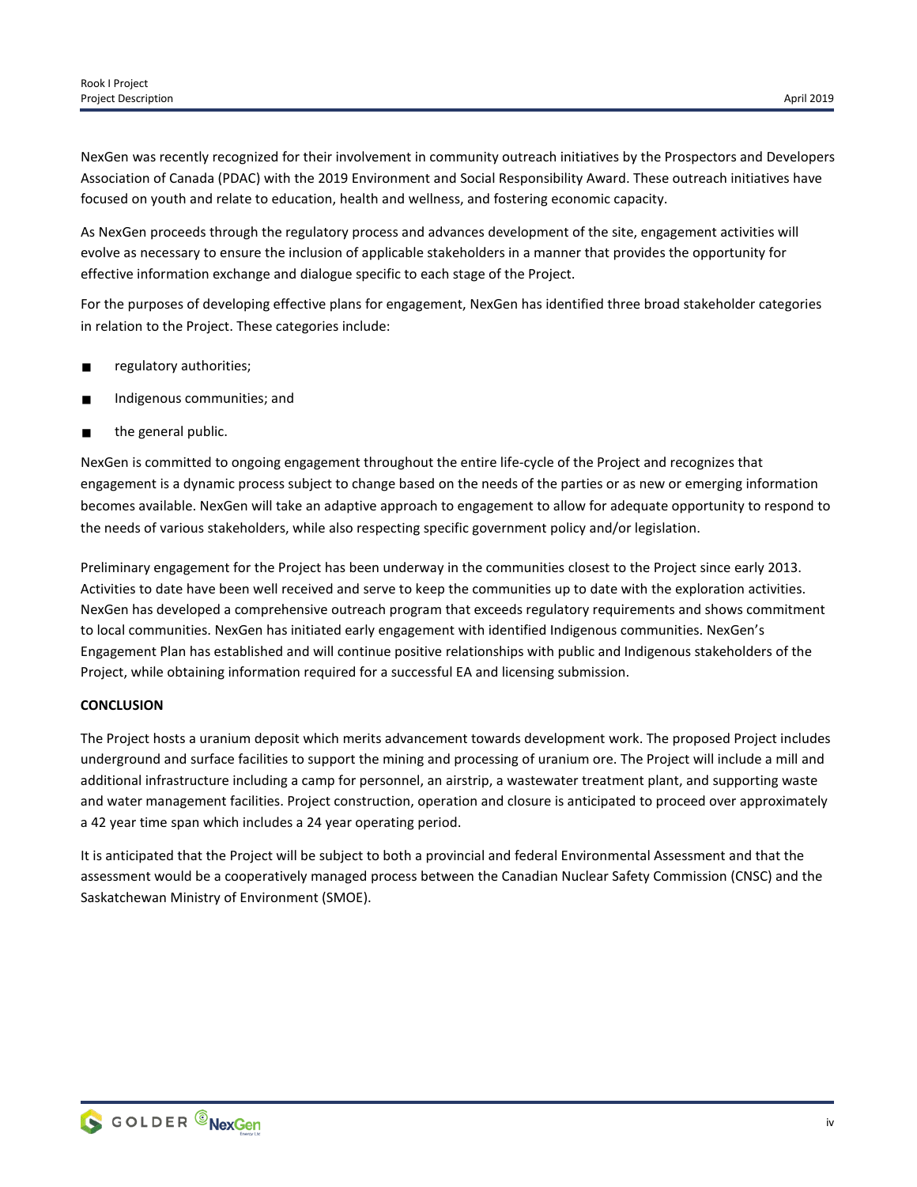NexGen was recently recognized for their involvement in community outreach initiatives by the Prospectors and Developers Association of Canada (PDAC) with the 2019 Environment and Social Responsibility Award. These outreach initiatives have focused on youth and relate to education, health and wellness, and fostering economic capacity.

As NexGen proceeds through the regulatory process and advances development of the site, engagement activities will evolve as necessary to ensure the inclusion of applicable stakeholders in a manner that provides the opportunity for effective information exchange and dialogue specific to each stage of the Project.

For the purposes of developing effective plans for engagement, NexGen has identified three broad stakeholder categories in relation to the Project. These categories include:

- regulatory authorities;
- Indigenous communities; and
- the general public.

NexGen is committed to ongoing engagement throughout the entire life-cycle of the Project and recognizes that engagement is a dynamic process subject to change based on the needs of the parties or as new or emerging information becomes available. NexGen will take an adaptive approach to engagement to allow for adequate opportunity to respond to the needs of various stakeholders, while also respecting specific government policy and/or legislation.

Preliminary engagement for the Project has been underway in the communities closest to the Project since early 2013. Activities to date have been well received and serve to keep the communities up to date with the exploration activities. NexGen has developed a comprehensive outreach program that exceeds regulatory requirements and shows commitment to local communities. NexGen has initiated early engagement with identified Indigenous communities. NexGen's Engagement Plan has established and will continue positive relationships with public and Indigenous stakeholders of the Project, while obtaining information required for a successful EA and licensing submission.

**CONCLUSION**

The Project hosts a uranium deposit which merits advancement towards development work. The proposed Project includes underground and surface facilities to support the mining and processing of uranium ore. The Project will include a mill and additional infrastructure including a camp for personnel, an airstrip, a wastewater treatment plant, and supporting waste and water management facilities. Project construction, operation and closure is anticipated to proceed over approximately a 42 year time span which includes a 24 year operating period.

It is anticipated that the Project will be subject to both a provincial and federal Environmental Assessment and that the assessment would be a cooperatively managed process between the Canadian Nuclear Safety Commission (CNSC) and the Saskatchewan Ministry of Environment (SMOE).